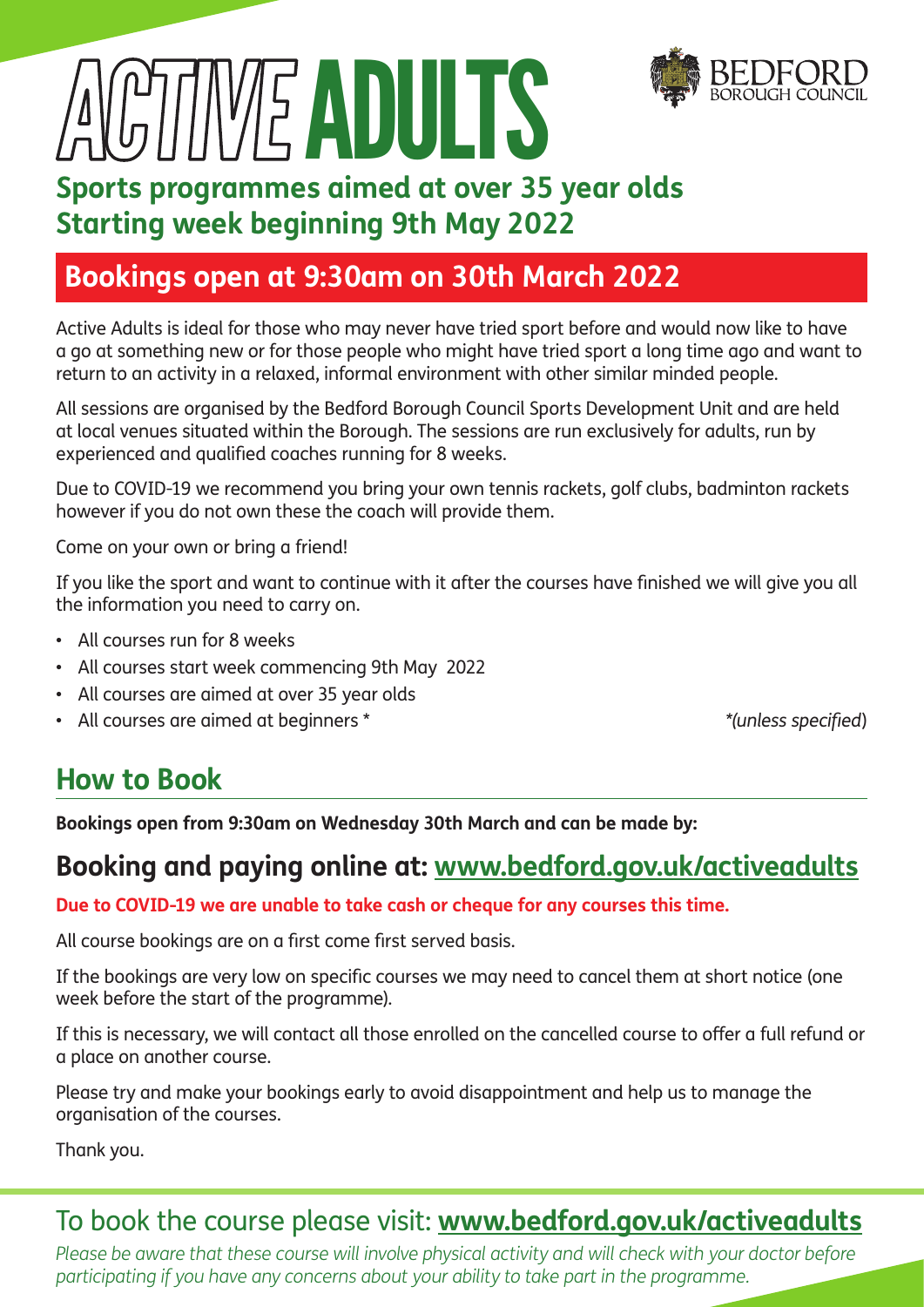# ACTIVE ADULTS

BEDFORD BOROUGH COUNCIL

## Sports programmes aimed at over 35 year olds
## Starting week beginning 9th May 2022

## Bookings open at 9:30am on 30th March 2022

Active Adults is ideal for those who may never have tried sport before and would now like to have a go at something new or for those people who might have tried sport a long time ago and want to return to an activity in a relaxed, informal environment with other similar minded people.

All sessions are organised by the Bedford Borough Council Sports Development Unit and are held at local venues situated within the Borough. The sessions are run exclusively for adults, run by experienced and qualified coaches running for 8 weeks.

Due to COVID-19 we recommend you bring your own tennis rackets, golf clubs, badminton rackets however if you do not own these the coach will provide them.

Come on your own or bring a friend!

If you like the sport and want to continue with it after the courses have finished we will give you all the information you need to carry on.

- All courses run for 8 weeks
- All courses start week commencing 9th May 2022
- All courses are aimed at over 35 year olds
- All courses are aimed at beginners *

*\*(unless specified)*

## How to Book

**Bookings open from 9:30am on Wednesday 30th March and can be made by:**

## Booking and paying online at: [www.bedford.gov.uk/activeadults](www.bedford.gov.uk/activeadults)

**Due to COVID-19 we are unable to take cash or cheque for any courses this time.**

All course bookings are on a first come first served basis.

If the bookings are very low on specific courses we may need to cancel them at short notice (one week before the start of the programme).

If this is necessary, we will contact all those enrolled on the cancelled course to offer a full refund or a place on another course.

Please try and make your bookings early to avoid disappointment and help us to manage the organisation of the courses.

Thank you.

## To book the course please visit: [www.bedford.gov.uk/activeadults](www.bedford.gov.uk/activeadults)

*Please be aware that these course will involve physical activity and will check with your doctor before participating if you have any concerns about your ability to take part in the programme.*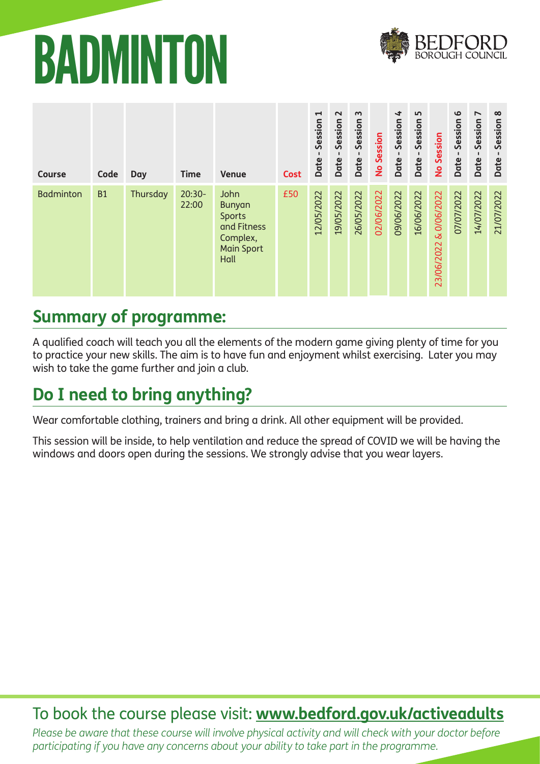# BADMINTON

| Course | Code | Day | Time | Venue | Cost | Date - Session 1 | Date - Session 2 | Date - Session 3 | No Session | Date - Session 4 | Date - Session 5 | No Session | Date - Session 6 | Date - Session 7 | Date - Session 8 |
|---|---|---|---|---|---|---|---|---|---|---|---|---|---|---|---|
| Badminton | B1 | Thursday | 20:30-22:00 | John Bunyan Sports and Fitness Complex, Main Sport Hall | £50 | 12/05/2022 | 19/05/2022 | 26/05/2022 | 02/06/2022 | 09/06/2022 | 16/06/2022 | 23/06/2022 & 0/06/2022 | 07/07/2022 | 14/07/2022 | 21/07/2022 |

## Summary of programme:

A qualified coach will teach you all the elements of the modern game giving plenty of time for you to practice your new skills. The aim is to have fun and enjoyment whilst exercising. Later you may wish to take the game further and join a club.

## Do I need to bring anything?

Wear comfortable clothing, trainers and bring a drink. All other equipment will be provided.

This session will be inside, to help ventilation and reduce the spread of COVID we will be having the windows and doors open during the sessions. We strongly advise that you wear layers.

To book the course please visit: **www.bedford.gov.uk/activeadults**

*Please be aware that these course will involve physical activity and will check with your doctor before participating if you have any concerns about your ability to take part in the programme.*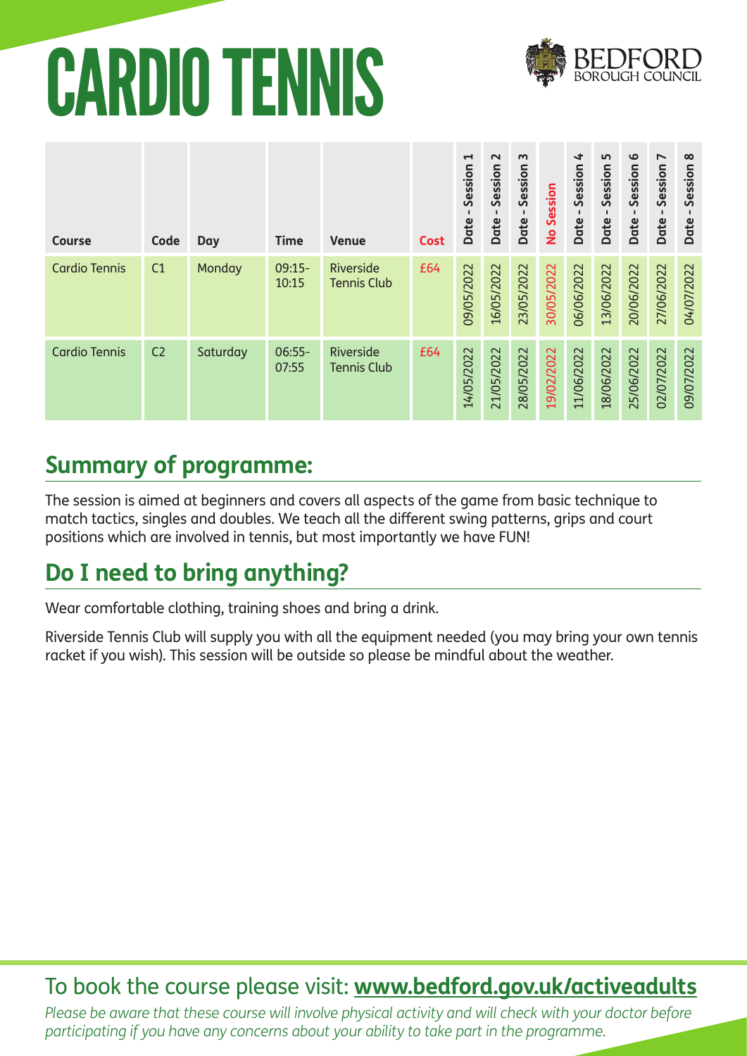# CARDIO TENNIS

| Course | Code | Day | Time | Venue | Cost | Date - Session 1 | Date - Session 2 | Date - Session 3 | No Session | Date - Session 4 | Date - Session 5 | Date - Session 6 | Date - Session 7 | Date - Session 8 |
|---|---|---|---|---|---|---|---|---|---|---|---|---|---|---|
| Cardio Tennis | C1 | Monday | 09:15-10:15 | Riverside Tennis Club | £64 | 09/05/2022 | 16/05/2022 | 23/05/2022 | 30/05/2022 | 06/06/2022 | 13/06/2022 | 20/06/2022 | 27/06/2022 | 04/07/2022 |
| Cardio Tennis | C2 | Saturday | 06:55-07:55 | Riverside Tennis Club | £64 | 14/05/2022 | 21/05/2022 | 28/05/2022 | 19/02/2022 | 11/06/2022 | 18/06/2022 | 25/06/2022 | 02/07/2022 | 09/07/2022 |

## Summary of programme:

The session is aimed at beginners and covers all aspects of the game from basic technique to match tactics, singles and doubles. We teach all the different swing patterns, grips and court positions which are involved in tennis, but most importantly we have FUN!

## Do I need to bring anything?

Wear comfortable clothing, training shoes and bring a drink.

Riverside Tennis Club will supply you with all the equipment needed (you may bring your own tennis racket if you wish). This session will be outside so please be mindful about the weather.

To book the course please visit: **www.bedford.gov.uk/activeadults**

*Please be aware that these course will involve physical activity and will check with your doctor before participating if you have any concerns about your ability to take part in the programme.*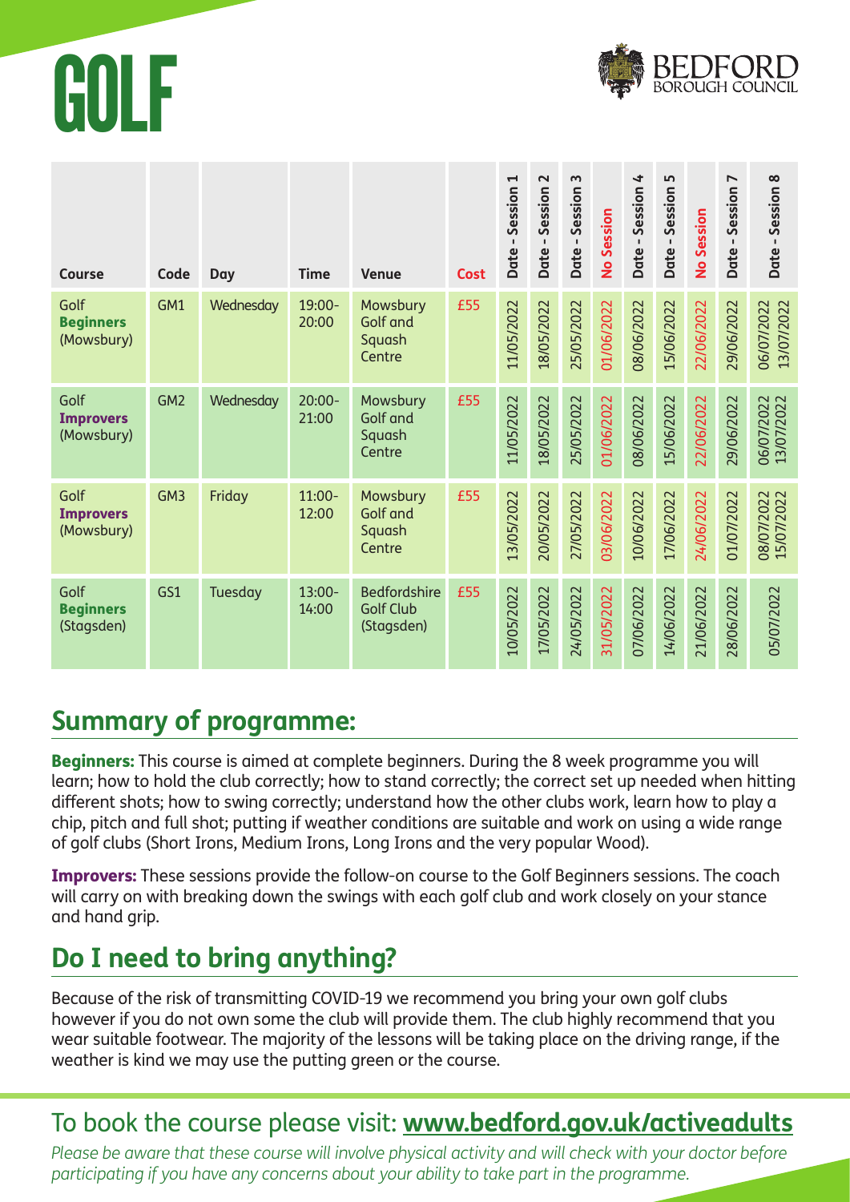# GOLF

| Course | Code | Day | Time | Venue | Cost | Date - Session 1 | Date - Session 2 | Date - Session 3 | No Session | Date - Session 4 | Date - Session 5 | No Session | Date - Session 7 | Date - Session 8 |
|---|---|---|---|---|---|---|---|---|---|---|---|---|---|---|
| Golf **Beginners** (Mowsbury) | GM1 | Wednesday | 19:00-20:00 | Mowsbury Golf and Squash Centre | £55 | 11/05/2022 | 18/05/2022 | 25/05/2022 | 01/06/2022 | 08/06/2022 | 15/06/2022 | 22/06/2022 | 29/06/2022 | 06/07/2022 13/07/2022 |
| Golf **Improvers** (Mowsbury) | GM2 | Wednesday | 20:00-21:00 | Mowsbury Golf and Squash Centre | £55 | 11/05/2022 | 18/05/2022 | 25/05/2022 | 01/06/2022 | 08/06/2022 | 15/06/2022 | 22/06/2022 | 29/06/2022 | 06/07/2022 13/07/2022 |
| Golf **Improvers** (Mowsbury) | GM3 | Friday | 11:00-12:00 | Mowsbury Golf and Squash Centre | £55 | 13/05/2022 | 20/05/2022 | 27/05/2022 | 03/06/2022 | 10/06/2022 | 17/06/2022 | 24/06/2022 | 01/07/2022 | 08/07/2022 15/07/2022 |
| Golf **Beginners** (Stagsden) | GS1 | Tuesday | 13:00-14:00 | Bedfordshire Golf Club (Stagsden) | £55 | 10/05/2022 | 17/05/2022 | 24/05/2022 | 31/05/2022 | 07/06/2022 | 14/06/2022 | 21/06/2022 | 28/06/2022 | 05/07/2022 |

## Summary of programme:

**Beginners:** This course is aimed at complete beginners. During the 8 week programme you will learn; how to hold the club correctly; how to stand correctly; the correct set up needed when hitting different shots; how to swing correctly; understand how the other clubs work, learn how to play a chip, pitch and full shot; putting if weather conditions are suitable and work on using a wide range of golf clubs (Short Irons, Medium Irons, Long Irons and the very popular Wood).

**Improvers:** These sessions provide the follow-on course to the Golf Beginners sessions. The coach will carry on with breaking down the swings with each golf club and work closely on your stance and hand grip.

## Do I need to bring anything?

Because of the risk of transmitting COVID-19 we recommend you bring your own golf clubs however if you do not own some the club will provide them. The club highly recommend that you wear suitable footwear. The majority of the lessons will be taking place on the driving range, if the weather is kind we may use the putting green or the course.

To book the course please visit: **www.bedford.gov.uk/activeadults**

*Please be aware that these course will involve physical activity and will check with your doctor before participating if you have any concerns about your ability to take part in the programme.*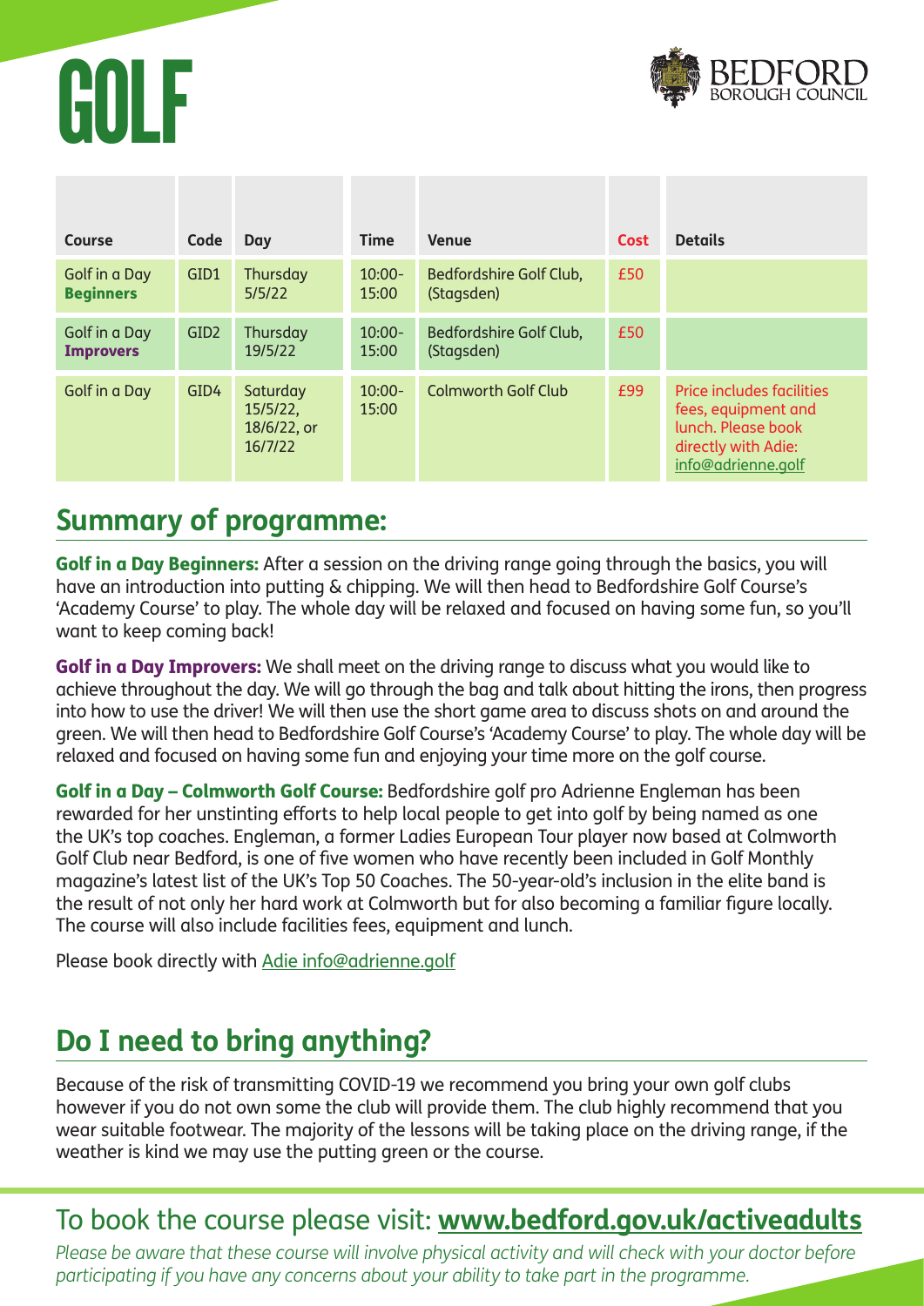# GOLF

BEDFORD BOROUGH COUNCIL

| Course | Code | Day | Time | Venue | Cost | Details |
|---|---|---|---|---|---|---|
| Golf in a Day **Beginners** | GID1 | Thursday 5/5/22 | 10:00-15:00 | Bedfordshire Golf Club, (Stagsden) | £50 | |
| Golf in a Day **Improvers** | GID2 | Thursday 19/5/22 | 10:00-15:00 | Bedfordshire Golf Club, (Stagsden) | £50 | |
| Golf in a Day | GID4 | Saturday 15/5/22, 18/6/22, or 16/7/22 | 10:00-15:00 | Colmworth Golf Club | £99 | Price includes facilities fees, equipment and lunch. Please book directly with Adie: info@adrienne.golf |

## Summary of programme:

**Golf in a Day Beginners:** After a session on the driving range going through the basics, you will have an introduction into putting & chipping. We will then head to Bedfordshire Golf Course's 'Academy Course' to play. The whole day will be relaxed and focused on having some fun, so you'll want to keep coming back!

**Golf in a Day Improvers:** We shall meet on the driving range to discuss what you would like to achieve throughout the day. We will go through the bag and talk about hitting the irons, then progress into how to use the driver! We will then use the short game area to discuss shots on and around the green. We will then head to Bedfordshire Golf Course's 'Academy Course' to play. The whole day will be relaxed and focused on having some fun and enjoying your time more on the golf course.

**Golf in a Day – Colmworth Golf Course:** Bedfordshire golf pro Adrienne Engleman has been rewarded for her unstinting efforts to help local people to get into golf by being named as one the UK's top coaches. Engleman, a former Ladies European Tour player now based at Colmworth Golf Club near Bedford, is one of five women who have recently been included in Golf Monthly magazine's latest list of the UK's Top 50 Coaches. The 50-year-old's inclusion in the elite band is the result of not only her hard work at Colmworth but for also becoming a familiar figure locally. The course will also include facilities fees, equipment and lunch.

Please book directly with Adie info@adrienne.golf

## Do I need to bring anything?

Because of the risk of transmitting COVID-19 we recommend you bring your own golf clubs however if you do not own some the club will provide them. The club highly recommend that you wear suitable footwear. The majority of the lessons will be taking place on the driving range, if the weather is kind we may use the putting green or the course.

To book the course please visit: **www.bedford.gov.uk/activeadults**

*Please be aware that these course will involve physical activity and will check with your doctor before participating if you have any concerns about your ability to take part in the programme.*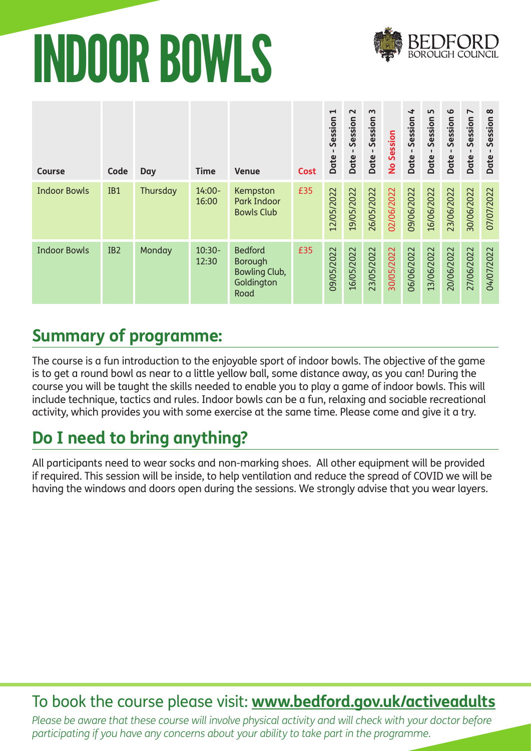# INDOOR BOWLS

| Course | Code | Day | Time | Venue | Cost | Date - Session 1 | Date - Session 2 | Date - Session 3 | No Session | Date - Session 4 | Date - Session 5 | Date - Session 6 | Date - Session 7 | Date - Session 8 |
|---|---|---|---|---|---|---|---|---|---|---|---|---|---|---|
| Indoor Bowls | IB1 | Thursday | 14:00-16:00 | Kempston Park Indoor Bowls Club | £35 | 12/05/2022 | 19/05/2022 | 26/05/2022 | 02/06/2022 | 09/06/2022 | 16/06/2022 | 23/06/2022 | 30/06/2022 | 07/07/2022 |
| Indoor Bowls | IB2 | Monday | 10:30-12:30 | Bedford Borough Bowling Club, Goldington Road | £35 | 09/05/2022 | 16/05/2022 | 23/05/2022 | 30/05/2022 | 06/06/2022 | 13/06/2022 | 20/06/2022 | 27/06/2022 | 04/07/2022 |

## Summary of programme:

The course is a fun introduction to the enjoyable sport of indoor bowls. The objective of the game is to get a round bowl as near to a little yellow ball, some distance away, as you can! During the course you will be taught the skills needed to enable you to play a game of indoor bowls. This will include technique, tactics and rules. Indoor bowls can be a fun, relaxing and sociable recreational activity, which provides you with some exercise at the same time. Please come and give it a try.

## Do I need to bring anything?

All participants need to wear socks and non-marking shoes. All other equipment will be provided if required. This session will be inside, to help ventilation and reduce the spread of COVID we will be having the windows and doors open during the sessions. We strongly advise that you wear layers.

To book the course please visit: **www.bedford.gov.uk/activeadults**

*Please be aware that these course will involve physical activity and will check with your doctor before participating if you have any concerns about your ability to take part in the programme.*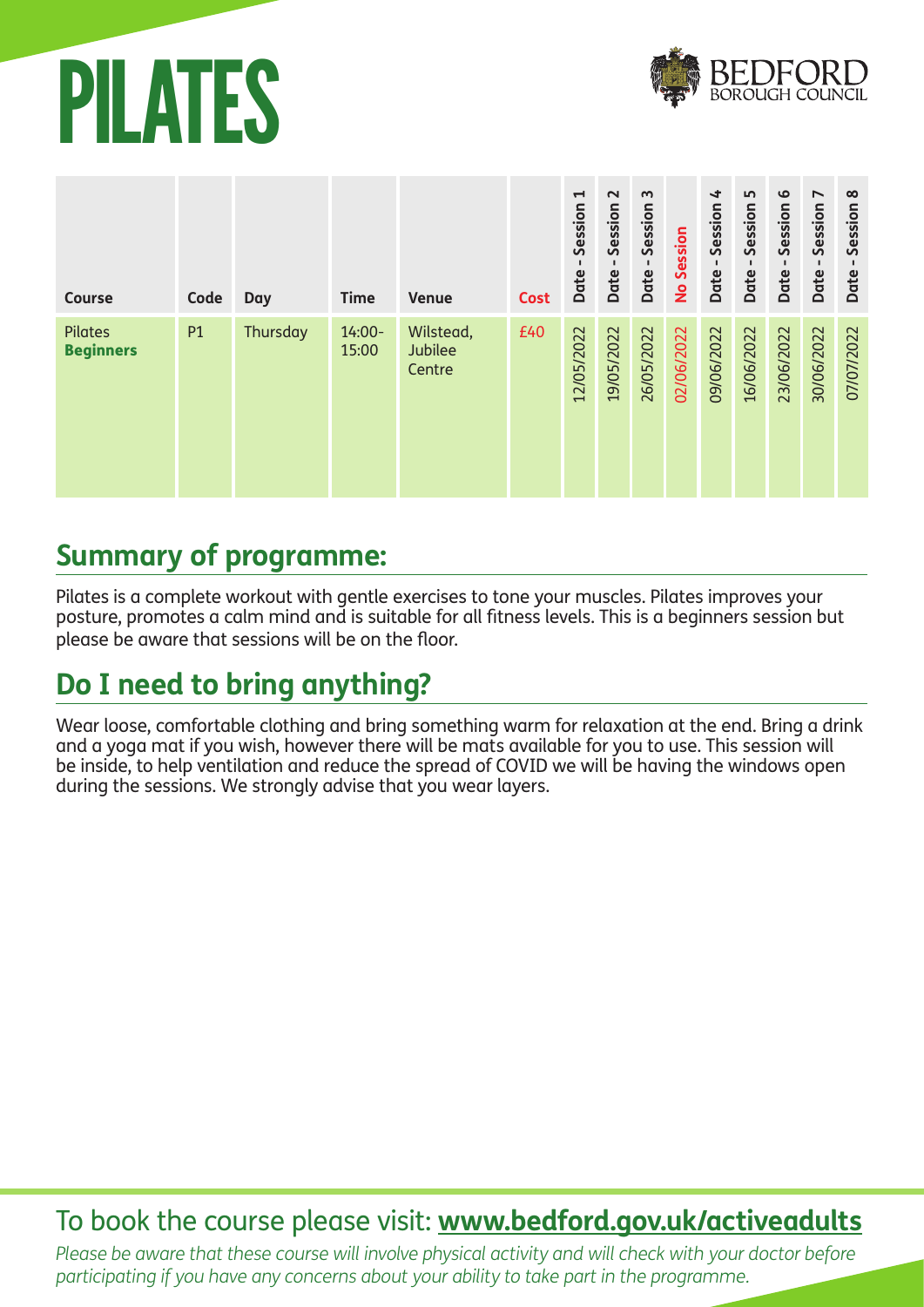# PILATES

| Course | Code | Day | Time | Venue | Cost | Date - Session 1 | Date - Session 2 | Date - Session 3 | No Session | Date - Session 4 | Date - Session 5 | Date - Session 6 | Date - Session 7 | Date - Session 8 |
|---|---|---|---|---|---|---|---|---|---|---|---|---|---|---|
| Pilates **Beginners** | P1 | Thursday | 14:00-15:00 | Wilstead, Jubilee Centre | £40 | 12/05/2022 | 19/05/2022 | 26/05/2022 | 02/06/2022 | 09/06/2022 | 16/06/2022 | 23/06/2022 | 30/06/2022 | 07/07/2022 |

## Summary of programme:

Pilates is a complete workout with gentle exercises to tone your muscles. Pilates improves your posture, promotes a calm mind and is suitable for all fitness levels. This is a beginners session but please be aware that sessions will be on the floor.

## Do I need to bring anything?

Wear loose, comfortable clothing and bring something warm for relaxation at the end. Bring a drink and a yoga mat if you wish, however there will be mats available for you to use. This session will be inside, to help ventilation and reduce the spread of COVID we will be having the windows open during the sessions. We strongly advise that you wear layers.

To book the course please visit: **www.bedford.gov.uk/activeadults**

*Please be aware that these course will involve physical activity and will check with your doctor before participating if you have any concerns about your ability to take part in the programme.*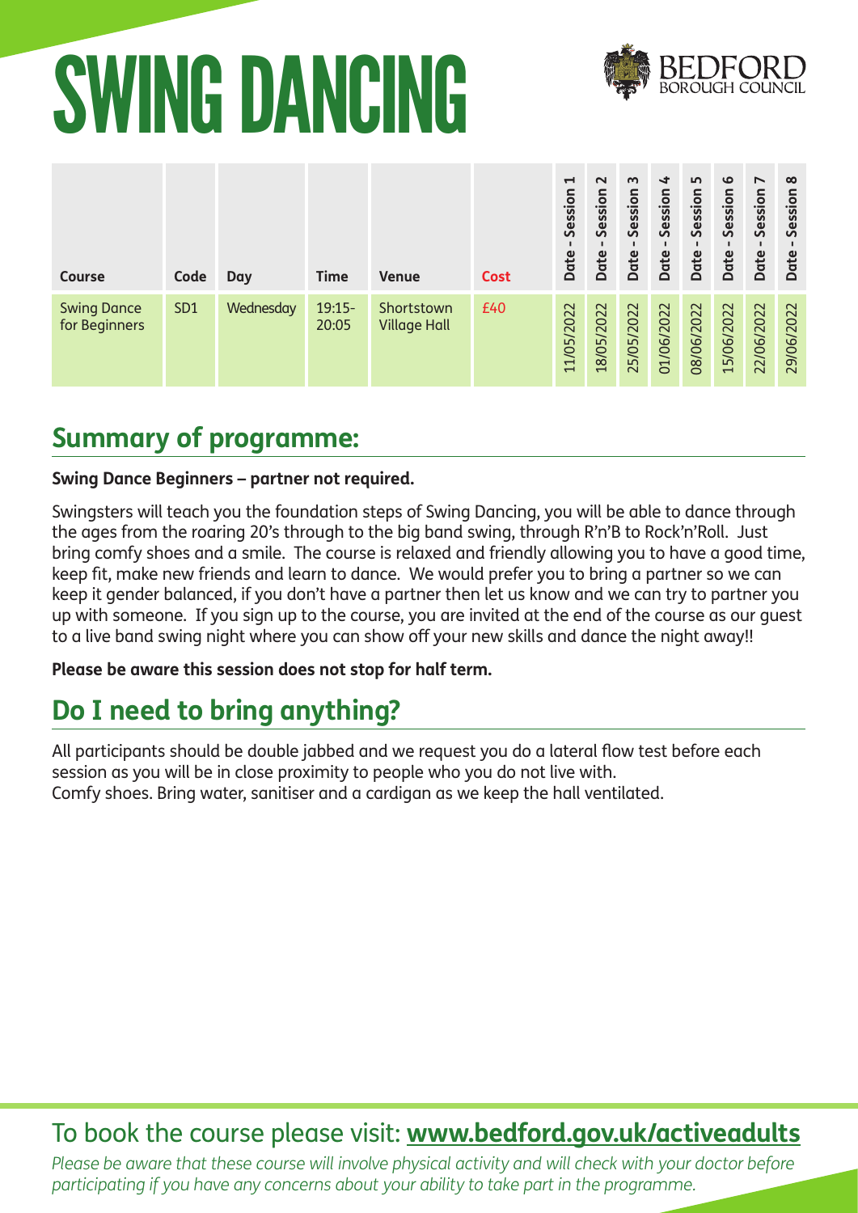# SWING DANCING

BEDFORD BOROUGH COUNCIL

| Course | Code | Day | Time | Venue | Cost | Date - Session 1 | Date - Session 2 | Date - Session 3 | Date - Session 4 | Date - Session 5 | Date - Session 6 | Date - Session 7 | Date - Session 8 |
|---|---|---|---|---|---|---|---|---|---|---|---|---|---|
| Swing Dance for Beginners | SD1 | Wednesday | 19:15-20:05 | Shortstown Village Hall | £40 | 11/05/2022 | 18/05/2022 | 25/05/2022 | 01/06/2022 | 08/06/2022 | 15/06/2022 | 22/06/2022 | 29/06/2022 |

## Summary of programme:

**Swing Dance Beginners – partner not required.**

Swingsters will teach you the foundation steps of Swing Dancing, you will be able to dance through the ages from the roaring 20's through to the big band swing, through R'n'B to Rock'n'Roll. Just bring comfy shoes and a smile. The course is relaxed and friendly allowing you to have a good time, keep fit, make new friends and learn to dance. We would prefer you to bring a partner so we can keep it gender balanced, if you don't have a partner then let us know and we can try to partner you up with someone. If you sign up to the course, you are invited at the end of the course as our guest to a live band swing night where you can show off your new skills and dance the night away!!

**Please be aware this session does not stop for half term.**

## Do I need to bring anything?

All participants should be double jabbed and we request you do a lateral flow test before each session as you will be in close proximity to people who you do not live with.
Comfy shoes. Bring water, sanitiser and a cardigan as we keep the hall ventilated.

To book the course please visit: **www.bedford.gov.uk/activeadults**

*Please be aware that these course will involve physical activity and will check with your doctor before participating if you have any concerns about your ability to take part in the programme.*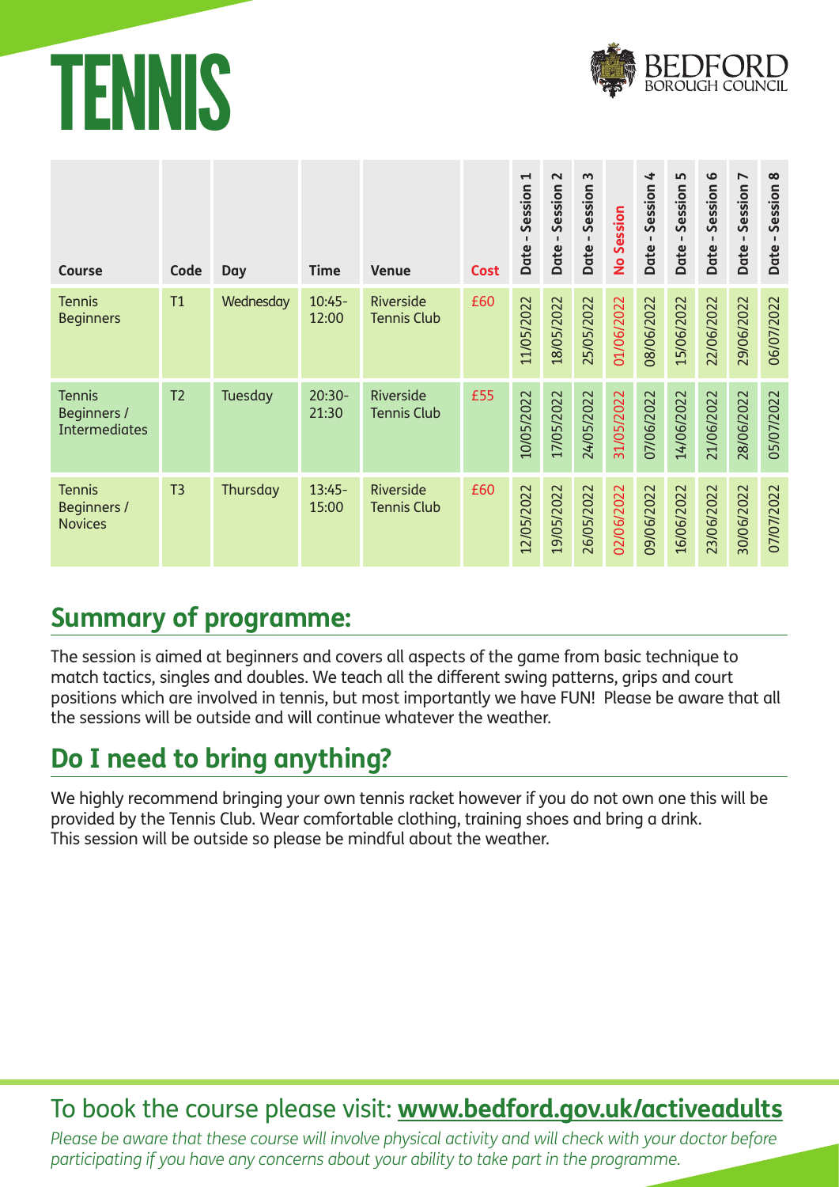# TENNIS

| Course | Code | Day | Time | Venue | Cost | Date - Session 1 | Date - Session 2 | Date - Session 3 | No Session | Date - Session 4 | Date - Session 5 | Date - Session 6 | Date - Session 7 | Date - Session 8 |
|---|---|---|---|---|---|---|---|---|---|---|---|---|---|---|
| Tennis Beginners | T1 | Wednesday | 10:45-12:00 | Riverside Tennis Club | £60 | 11/05/2022 | 18/05/2022 | 25/05/2022 | 01/06/2022 | 08/06/2022 | 15/06/2022 | 22/06/2022 | 29/06/2022 | 06/07/2022 |
| Tennis Beginners / Intermediates | T2 | Tuesday | 20:30-21:30 | Riverside Tennis Club | £55 | 10/05/2022 | 17/05/2022 | 24/05/2022 | 31/05/2022 | 07/06/2022 | 14/06/2022 | 21/06/2022 | 28/06/2022 | 05/07/2022 |
| Tennis Beginners / Novices | T3 | Thursday | 13:45-15:00 | Riverside Tennis Club | £60 | 12/05/2022 | 19/05/2022 | 26/05/2022 | 02/06/2022 | 09/06/2022 | 16/06/2022 | 23/06/2022 | 30/06/2022 | 07/07/2022 |

## Summary of programme:

The session is aimed at beginners and covers all aspects of the game from basic technique to match tactics, singles and doubles. We teach all the different swing patterns, grips and court positions which are involved in tennis, but most importantly we have FUN! Please be aware that all the sessions will be outside and will continue whatever the weather.

## Do I need to bring anything?

We highly recommend bringing your own tennis racket however if you do not own one this will be provided by the Tennis Club. Wear comfortable clothing, training shoes and bring a drink.
This session will be outside so please be mindful about the weather.

To book the course please visit: **www.bedford.gov.uk/activeadults**

*Please be aware that these course will involve physical activity and will check with your doctor before participating if you have any concerns about your ability to take part in the programme.*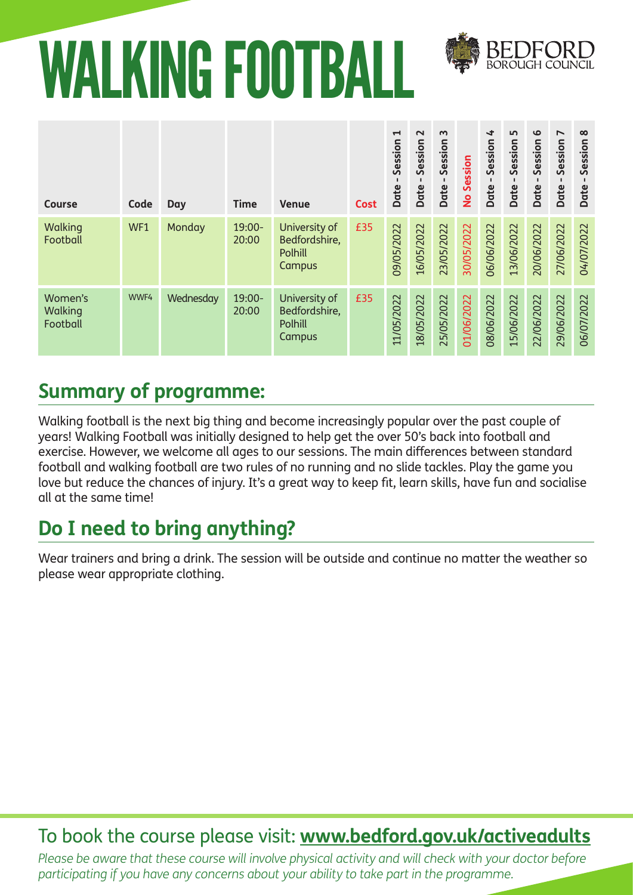# WALKING FOOTBALL

BEDFORD BOROUGH COUNCIL

| Course | Code | Day | Time | Venue | Cost | Date - Session 1 | Date - Session 2 | Date - Session 3 | No Session | Date - Session 4 | Date - Session 5 | Date - Session 6 | Date - Session 7 | Date - Session 8 |
|---|---|---|---|---|---|---|---|---|---|---|---|---|---|---|
| Walking Football | WF1 | Monday | 19:00-20:00 | University of Bedfordshire, Polhill Campus | £35 | 09/05/2022 | 16/05/2022 | 23/05/2022 | 30/05/2022 | 06/06/2022 | 13/06/2022 | 20/06/2022 | 27/06/2022 | 04/07/2022 |
| Women's Walking Football | WWF4 | Wednesday | 19:00-20:00 | University of Bedfordshire, Polhill Campus | £35 | 11/05/2022 | 18/05/2022 | 25/05/2022 | 01/06/2022 | 08/06/2022 | 15/06/2022 | 22/06/2022 | 29/06/2022 | 06/07/2022 |

## Summary of programme:

Walking football is the next big thing and become increasingly popular over the past couple of years! Walking Football was initially designed to help get the over 50's back into football and exercise. However, we welcome all ages to our sessions. The main differences between standard football and walking football are two rules of no running and no slide tackles. Play the game you love but reduce the chances of injury. It's a great way to keep fit, learn skills, have fun and socialise all at the same time!

## Do I need to bring anything?

Wear trainers and bring a drink. The session will be outside and continue no matter the weather so please wear appropriate clothing.

To book the course please visit: **www.bedford.gov.uk/activeadults**

*Please be aware that these course will involve physical activity and will check with your doctor before participating if you have any concerns about your ability to take part in the programme.*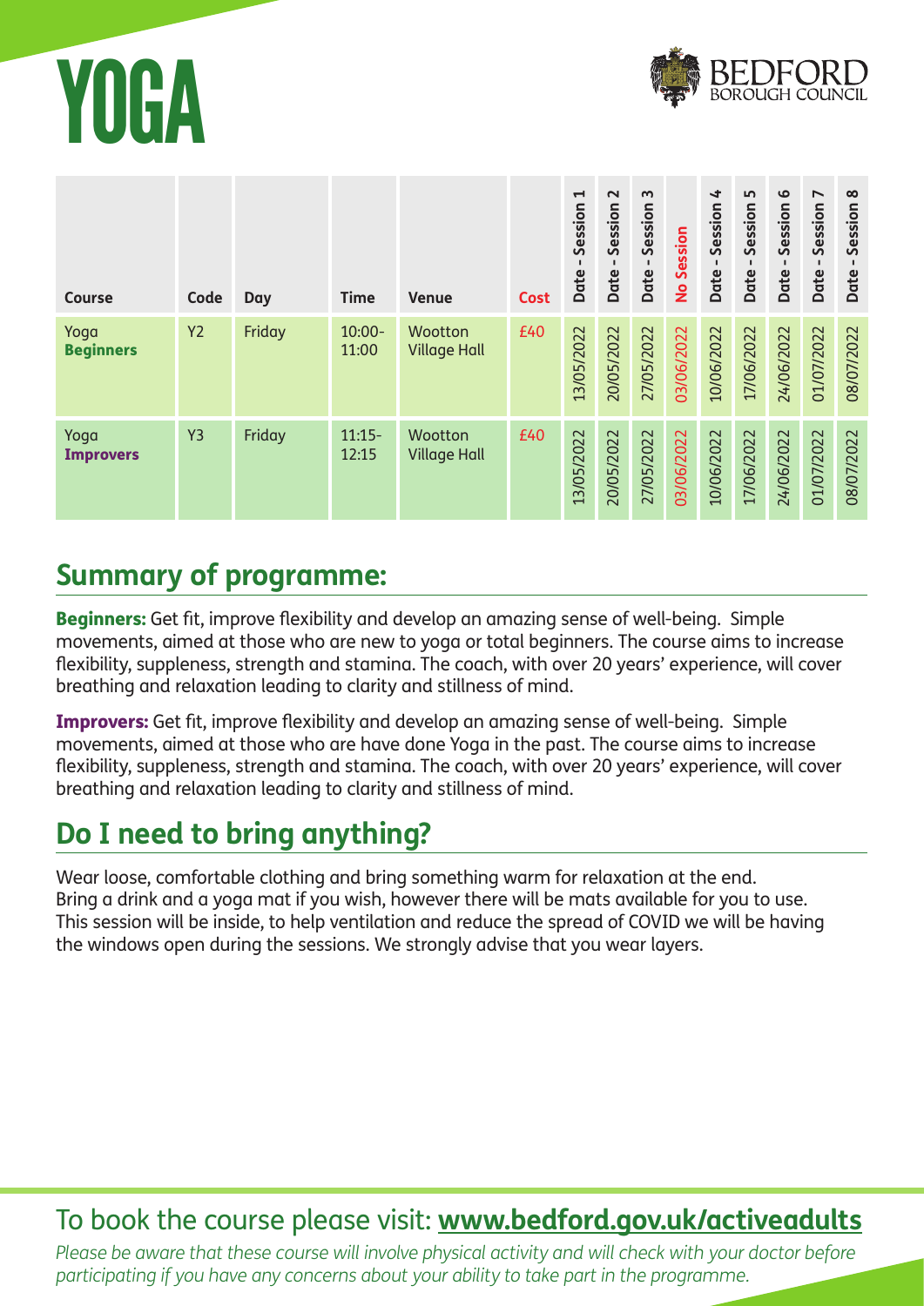# YOGA

BEDFORD BOROUGH COUNCIL

| Course | Code | Day | Time | Venue | Cost | Date - Session 1 | Date - Session 2 | Date - Session 3 | No Session | Date - Session 4 | Date - Session 5 | Date - Session 6 | Date - Session 7 | Date - Session 8 |
|---|---|---|---|---|---|---|---|---|---|---|---|---|---|---|
| Yoga **Beginners** | Y2 | Friday | 10:00-11:00 | Wootton Village Hall | £40 | 13/05/2022 | 20/05/2022 | 27/05/2022 | 03/06/2022 | 10/06/2022 | 17/06/2022 | 24/06/2022 | 01/07/2022 | 08/07/2022 |
| Yoga **Improvers** | Y3 | Friday | 11:15-12:15 | Wootton Village Hall | £40 | 13/05/2022 | 20/05/2022 | 27/05/2022 | 03/06/2022 | 10/06/2022 | 17/06/2022 | 24/06/2022 | 01/07/2022 | 08/07/2022 |

## Summary of programme:

**Beginners:** Get fit, improve flexibility and develop an amazing sense of well-being. Simple movements, aimed at those who are new to yoga or total beginners. The course aims to increase flexibility, suppleness, strength and stamina. The coach, with over 20 years' experience, will cover breathing and relaxation leading to clarity and stillness of mind.

**Improvers:** Get fit, improve flexibility and develop an amazing sense of well-being. Simple movements, aimed at those who are have done Yoga in the past. The course aims to increase flexibility, suppleness, strength and stamina. The coach, with over 20 years' experience, will cover breathing and relaxation leading to clarity and stillness of mind.

## Do I need to bring anything?

Wear loose, comfortable clothing and bring something warm for relaxation at the end. Bring a drink and a yoga mat if you wish, however there will be mats available for you to use. This session will be inside, to help ventilation and reduce the spread of COVID we will be having the windows open during the sessions. We strongly advise that you wear layers.

To book the course please visit: **www.bedford.gov.uk/activeadults**

*Please be aware that these course will involve physical activity and will check with your doctor before participating if you have any concerns about your ability to take part in the programme.*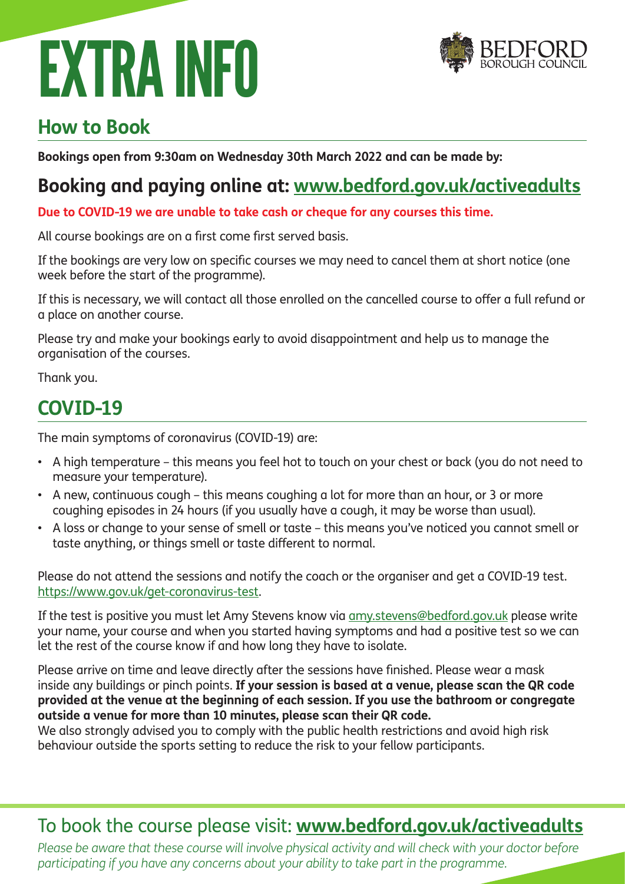# EXTRA INFO

BEDFORD BOROUGH COUNCIL

## How to Book

**Bookings open from 9:30am on Wednesday 30th March 2022 and can be made by:**

### Booking and paying online at: [www.bedford.gov.uk/activeadults](www.bedford.gov.uk/activeadults)

**Due to COVID-19 we are unable to take cash or cheque for any courses this time.**

All course bookings are on a first come first served basis.

If the bookings are very low on specific courses we may need to cancel them at short notice (one week before the start of the programme).

If this is necessary, we will contact all those enrolled on the cancelled course to offer a full refund or a place on another course.

Please try and make your bookings early to avoid disappointment and help us to manage the organisation of the courses.

Thank you.

## COVID-19

The main symptoms of coronavirus (COVID-19) are:

- A high temperature – this means you feel hot to touch on your chest or back (you do not need to measure your temperature).
- A new, continuous cough – this means coughing a lot for more than an hour, or 3 or more coughing episodes in 24 hours (if you usually have a cough, it may be worse than usual).
- A loss or change to your sense of smell or taste – this means you've noticed you cannot smell or taste anything, or things smell or taste different to normal.

Please do not attend the sessions and notify the coach or the organiser and get a COVID-19 test. [https://www.gov.uk/get-coronavirus-test](https://www.gov.uk/get-coronavirus-test).

If the test is positive you must let Amy Stevens know via [amy.stevens@bedford.gov.uk](mailto:amy.stevens@bedford.gov.uk) please write your name, your course and when you started having symptoms and had a positive test so we can let the rest of the course know if and how long they have to isolate.

Please arrive on time and leave directly after the sessions have finished. Please wear a mask inside any buildings or pinch points. **If your session is based at a venue, please scan the QR code provided at the venue at the beginning of each session. If you use the bathroom or congregate outside a venue for more than 10 minutes, please scan their QR code.**
We also strongly advised you to comply with the public health restrictions and avoid high risk behaviour outside the sports setting to reduce the risk to your fellow participants.

To book the course please visit: **[www.bedford.gov.uk/activeadults](www.bedford.gov.uk/activeadults)**

*Please be aware that these course will involve physical activity and will check with your doctor before participating if you have any concerns about your ability to take part in the programme.*